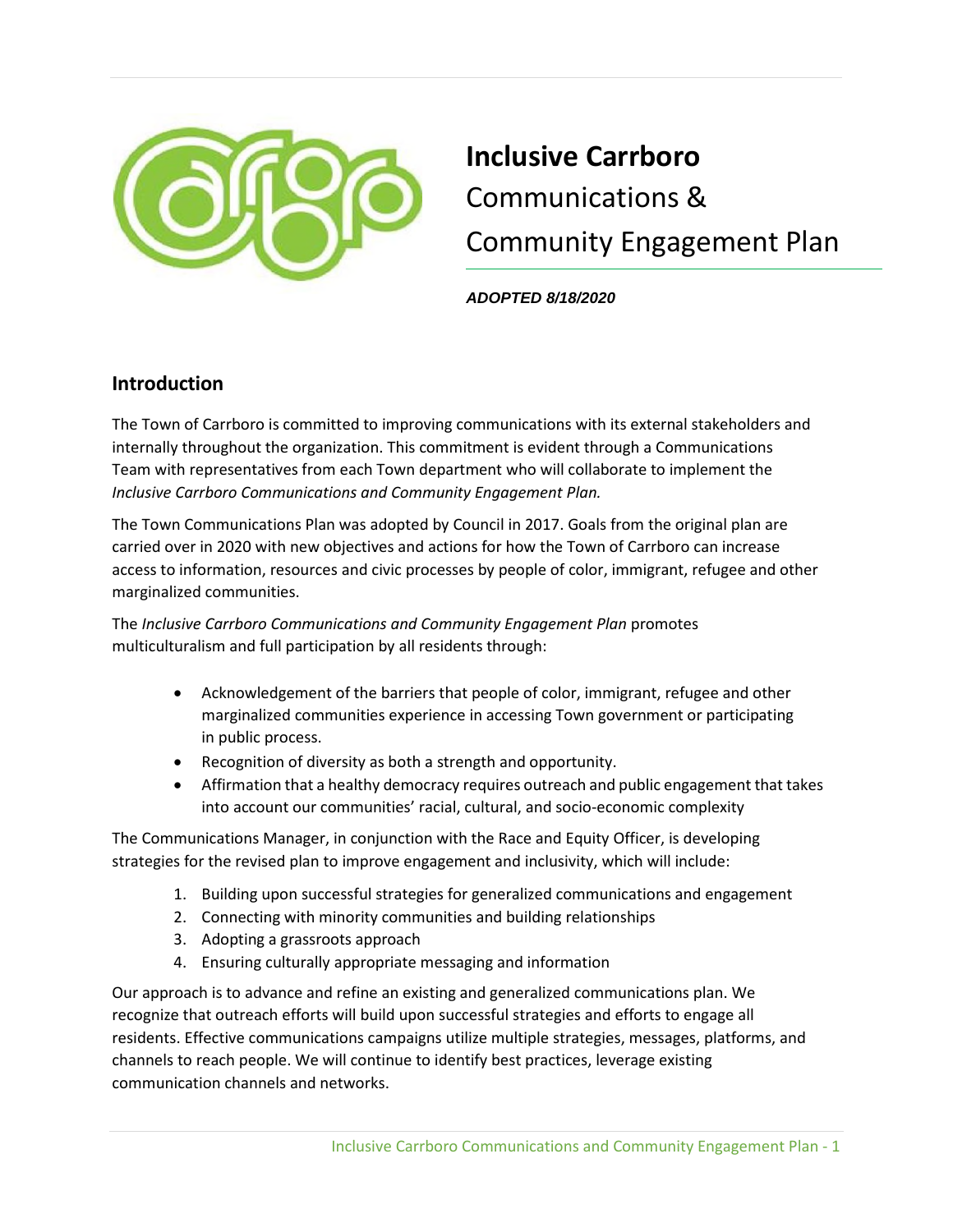# Inclusive Carrboro

Communications &

Community Engagement Plan

***ADOPTED 8/18/2020***

## Introduction

The Town of Carrboro is committed to improving communications with its external stakeholders and internally throughout the organization. This commitment is evident through a Communications Team with representatives from each Town department who will collaborate to implement the *Inclusive Carrboro Communications and Community Engagement Plan.*

The Town Communications Plan was adopted by Council in 2017. Goals from the original plan are carried over in 2020 with new objectives and actions for how the Town of Carrboro can increase access to information, resources and civic processes by people of color, immigrant, refugee and other marginalized communities.

The *Inclusive Carrboro Communications and Community Engagement Plan* promotes multiculturalism and full participation by all residents through:

- Acknowledgement of the barriers that people of color, immigrant, refugee and other marginalized communities experience in accessing Town government or participating in public process.
- Recognition of diversity as both a strength and opportunity.
- Affirmation that a healthy democracy requires outreach and public engagement that takes into account our communities' racial, cultural, and socio-economic complexity

The Communications Manager, in conjunction with the Race and Equity Officer, is developing strategies for the revised plan to improve engagement and inclusivity, which will include:

1. Building upon successful strategies for generalized communications and engagement
2. Connecting with minority communities and building relationships
3. Adopting a grassroots approach
4. Ensuring culturally appropriate messaging and information

Our approach is to advance and refine an existing and generalized communications plan. We recognize that outreach efforts will build upon successful strategies and efforts to engage all residents. Effective communications campaigns utilize multiple strategies, messages, platforms, and channels to reach people. We will continue to identify best practices, leverage existing communication channels and networks.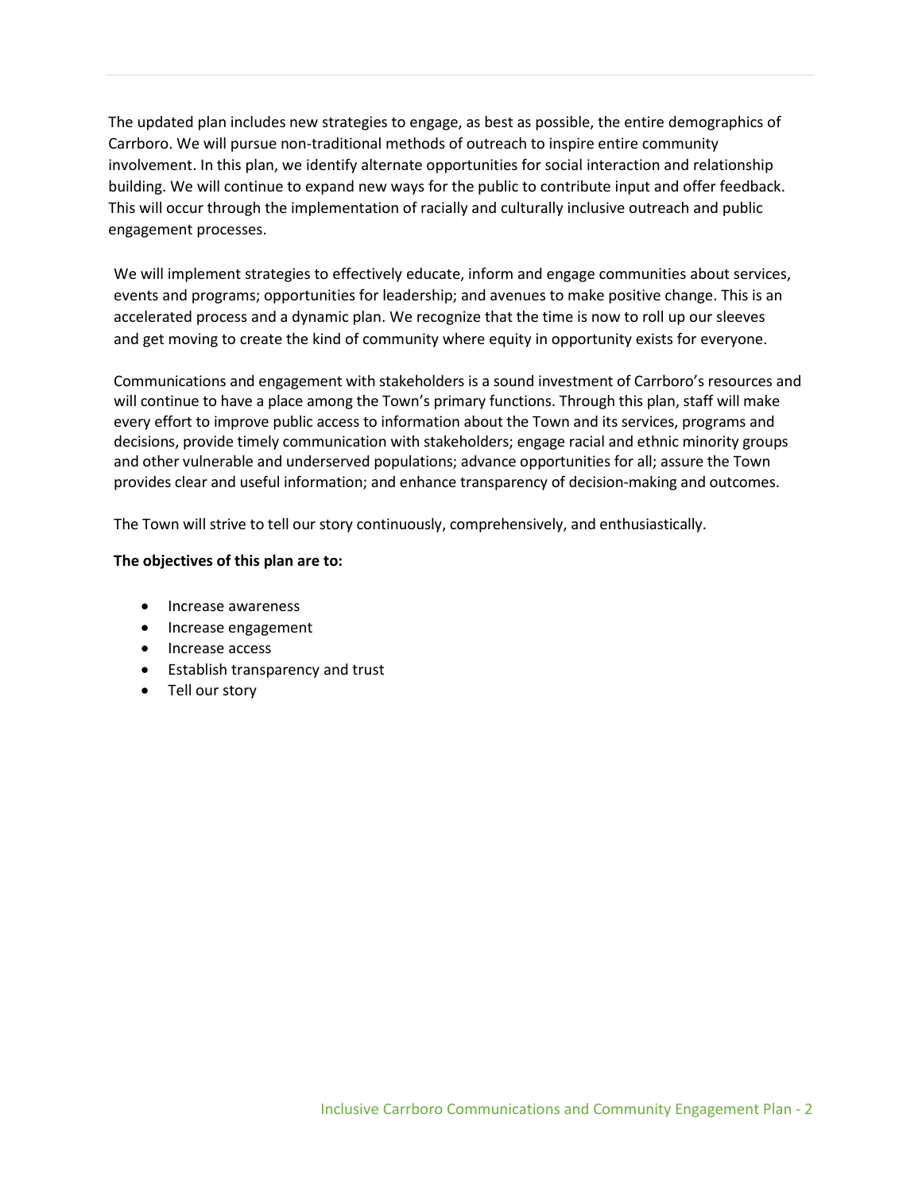The updated plan includes new strategies to engage, as best as possible, the entire demographics of Carrboro. We will pursue non-traditional methods of outreach to inspire entire community involvement. In this plan, we identify alternate opportunities for social interaction and relationship building. We will continue to expand new ways for the public to contribute input and offer feedback. This will occur through the implementation of racially and culturally inclusive outreach and public engagement processes.

We will implement strategies to effectively educate, inform and engage communities about services, events and programs; opportunities for leadership; and avenues to make positive change. This is an accelerated process and a dynamic plan. We recognize that the time is now to roll up our sleeves and get moving to create the kind of community where equity in opportunity exists for everyone.

Communications and engagement with stakeholders is a sound investment of Carrboro's resources and will continue to have a place among the Town's primary functions. Through this plan, staff will make every effort to improve public access to information about the Town and its services, programs and decisions, provide timely communication with stakeholders; engage racial and ethnic minority groups and other vulnerable and underserved populations; advance opportunities for all; assure the Town provides clear and useful information; and enhance transparency of decision-making and outcomes.

The Town will strive to tell our story continuously, comprehensively, and enthusiastically.

**The objectives of this plan are to:**

- Increase awareness
- Increase engagement
- Increase access
- Establish transparency and trust
- Tell our story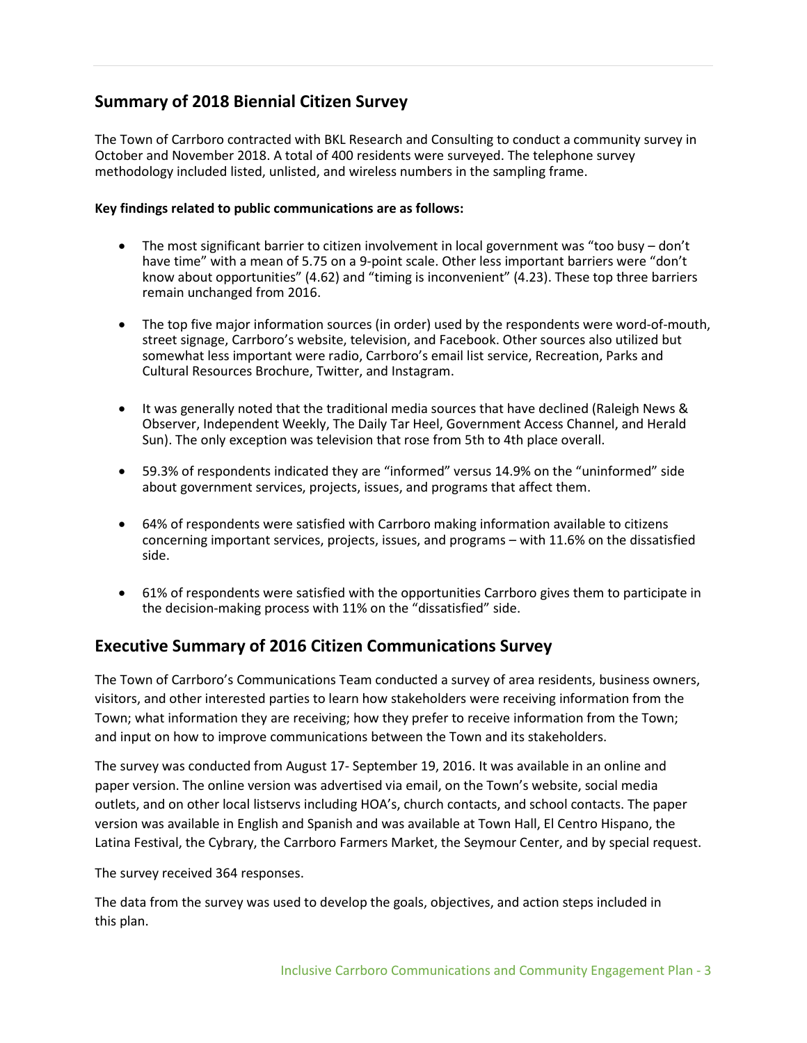## Summary of 2018 Biennial Citizen Survey

The Town of Carrboro contracted with BKL Research and Consulting to conduct a community survey in October and November 2018. A total of 400 residents were surveyed. The telephone survey methodology included listed, unlisted, and wireless numbers in the sampling frame.

**Key findings related to public communications are as follows:**

- The most significant barrier to citizen involvement in local government was "too busy – don't have time" with a mean of 5.75 on a 9-point scale. Other less important barriers were "don't know about opportunities" (4.62) and "timing is inconvenient" (4.23). These top three barriers remain unchanged from 2016.
- The top five major information sources (in order) used by the respondents were word-of-mouth, street signage, Carrboro's website, television, and Facebook. Other sources also utilized but somewhat less important were radio, Carrboro's email list service, Recreation, Parks and Cultural Resources Brochure, Twitter, and Instagram.
- It was generally noted that the traditional media sources that have declined (Raleigh News & Observer, Independent Weekly, The Daily Tar Heel, Government Access Channel, and Herald Sun). The only exception was television that rose from 5th to 4th place overall.
- 59.3% of respondents indicated they are "informed" versus 14.9% on the "uninformed" side about government services, projects, issues, and programs that affect them.
- 64% of respondents were satisfied with Carrboro making information available to citizens concerning important services, projects, issues, and programs – with 11.6% on the dissatisfied side.
- 61% of respondents were satisfied with the opportunities Carrboro gives them to participate in the decision-making process with 11% on the "dissatisfied" side.

## Executive Summary of 2016 Citizen Communications Survey

The Town of Carrboro's Communications Team conducted a survey of area residents, business owners, visitors, and other interested parties to learn how stakeholders were receiving information from the Town; what information they are receiving; how they prefer to receive information from the Town; and input on how to improve communications between the Town and its stakeholders.

The survey was conducted from August 17- September 19, 2016. It was available in an online and paper version. The online version was advertised via email, on the Town's website, social media outlets, and on other local listservs including HOA's, church contacts, and school contacts. The paper version was available in English and Spanish and was available at Town Hall, El Centro Hispano, the Latina Festival, the Cybrary, the Carrboro Farmers Market, the Seymour Center, and by special request.

The survey received 364 responses.

The data from the survey was used to develop the goals, objectives, and action steps included in this plan.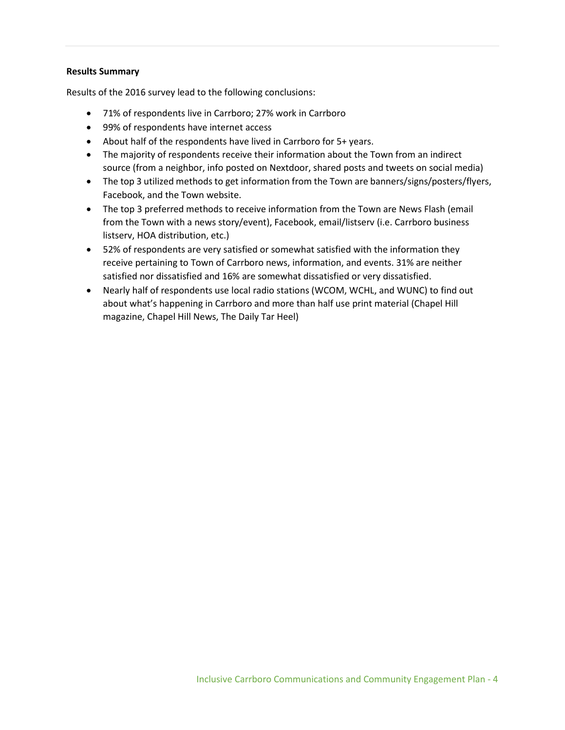**Results Summary**

Results of the 2016 survey lead to the following conclusions:

- 71% of respondents live in Carrboro; 27% work in Carrboro
- 99% of respondents have internet access
- About half of the respondents have lived in Carrboro for 5+ years.
- The majority of respondents receive their information about the Town from an indirect source (from a neighbor, info posted on Nextdoor, shared posts and tweets on social media)
- The top 3 utilized methods to get information from the Town are banners/signs/posters/flyers, Facebook, and the Town website.
- The top 3 preferred methods to receive information from the Town are News Flash (email from the Town with a news story/event), Facebook, email/listserv (i.e. Carrboro business listserv, HOA distribution, etc.)
- 52% of respondents are very satisfied or somewhat satisfied with the information they receive pertaining to Town of Carrboro news, information, and events. 31% are neither satisfied nor dissatisfied and 16% are somewhat dissatisfied or very dissatisfied.
- Nearly half of respondents use local radio stations (WCOM, WCHL, and WUNC) to find out about what's happening in Carrboro and more than half use print material (Chapel Hill magazine, Chapel Hill News, The Daily Tar Heel)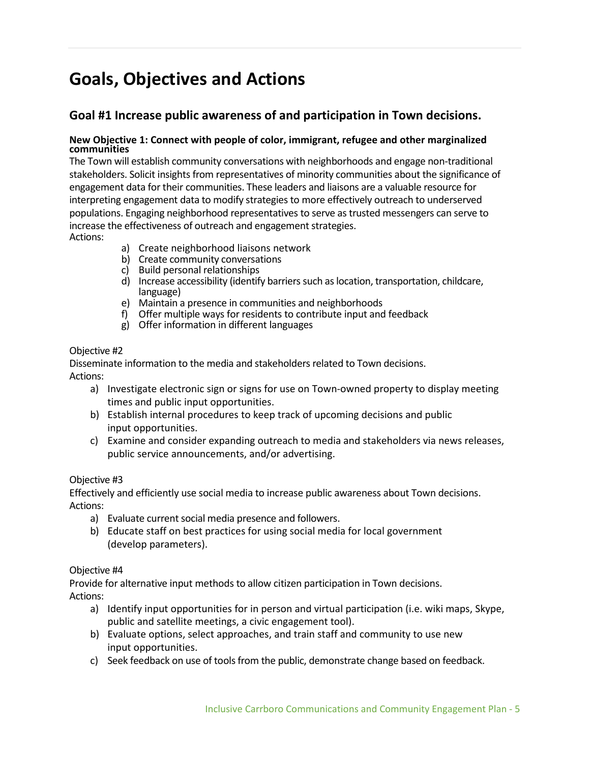# Goals, Objectives and Actions

## Goal #1 Increase public awareness of and participation in Town decisions.

**New Objective 1: Connect with people of color, immigrant, refugee and other marginalized communities**

The Town will establish community conversations with neighborhoods and engage non-traditional stakeholders. Solicit insights from representatives of minority communities about the significance of engagement data for their communities. These leaders and liaisons are a valuable resource for interpreting engagement data to modify strategies to more effectively outreach to underserved populations. Engaging neighborhood representatives to serve as trusted messengers can serve to increase the effectiveness of outreach and engagement strategies.

Actions:

a) Create neighborhood liaisons network
b) Create community conversations
c) Build personal relationships
d) Increase accessibility (identify barriers such as location, transportation, childcare, language)
e) Maintain a presence in communities and neighborhoods
f) Offer multiple ways for residents to contribute input and feedback
g) Offer information in different languages

Objective #2

Disseminate information to the media and stakeholders related to Town decisions.

Actions:

a) Investigate electronic sign or signs for use on Town-owned property to display meeting times and public input opportunities.
b) Establish internal procedures to keep track of upcoming decisions and public input opportunities.
c) Examine and consider expanding outreach to media and stakeholders via news releases, public service announcements, and/or advertising.

Objective #3

Effectively and efficiently use social media to increase public awareness about Town decisions.

Actions:

a) Evaluate current social media presence and followers.
b) Educate staff on best practices for using social media for local government (develop parameters).

Objective #4

Provide for alternative input methods to allow citizen participation in Town decisions.

Actions:

a) Identify input opportunities for in person and virtual participation (i.e. wiki maps, Skype, public and satellite meetings, a civic engagement tool).
b) Evaluate options, select approaches, and train staff and community to use new input opportunities.
c) Seek feedback on use of tools from the public, demonstrate change based on feedback.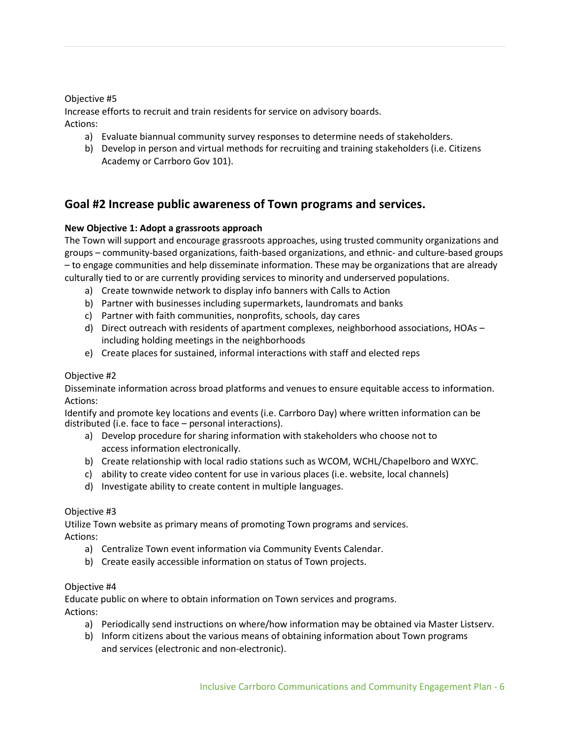Objective #5

Increase efforts to recruit and train residents for service on advisory boards.

Actions:

a) Evaluate biannual community survey responses to determine needs of stakeholders.
b) Develop in person and virtual methods for recruiting and training stakeholders (i.e. Citizens Academy or Carrboro Gov 101).

## Goal #2 Increase public awareness of Town programs and services.

**New Objective 1: Adopt a grassroots approach**

The Town will support and encourage grassroots approaches, using trusted community organizations and groups – community-based organizations, faith-based organizations, and ethnic- and culture-based groups – to engage communities and help disseminate information. These may be organizations that are already culturally tied to or are currently providing services to minority and underserved populations.

a) Create townwide network to display info banners with Calls to Action
b) Partner with businesses including supermarkets, laundromats and banks
c) Partner with faith communities, nonprofits, schools, day cares
d) Direct outreach with residents of apartment complexes, neighborhood associations, HOAs – including holding meetings in the neighborhoods
e) Create places for sustained, informal interactions with staff and elected reps

Objective #2

Disseminate information across broad platforms and venues to ensure equitable access to information.

Actions:

Identify and promote key locations and events (i.e. Carrboro Day) where written information can be distributed (i.e. face to face – personal interactions).

a) Develop procedure for sharing information with stakeholders who choose not to access information electronically.
b) Create relationship with local radio stations such as WCOM, WCHL/Chapelboro and WXYC.
c) ability to create video content for use in various places (i.e. website, local channels)
d) Investigate ability to create content in multiple languages.

Objective #3

Utilize Town website as primary means of promoting Town programs and services.

Actions:

a) Centralize Town event information via Community Events Calendar.
b) Create easily accessible information on status of Town projects.

Objective #4

Educate public on where to obtain information on Town services and programs.

Actions:

a) Periodically send instructions on where/how information may be obtained via Master Listserv.
b) Inform citizens about the various means of obtaining information about Town programs and services (electronic and non-electronic).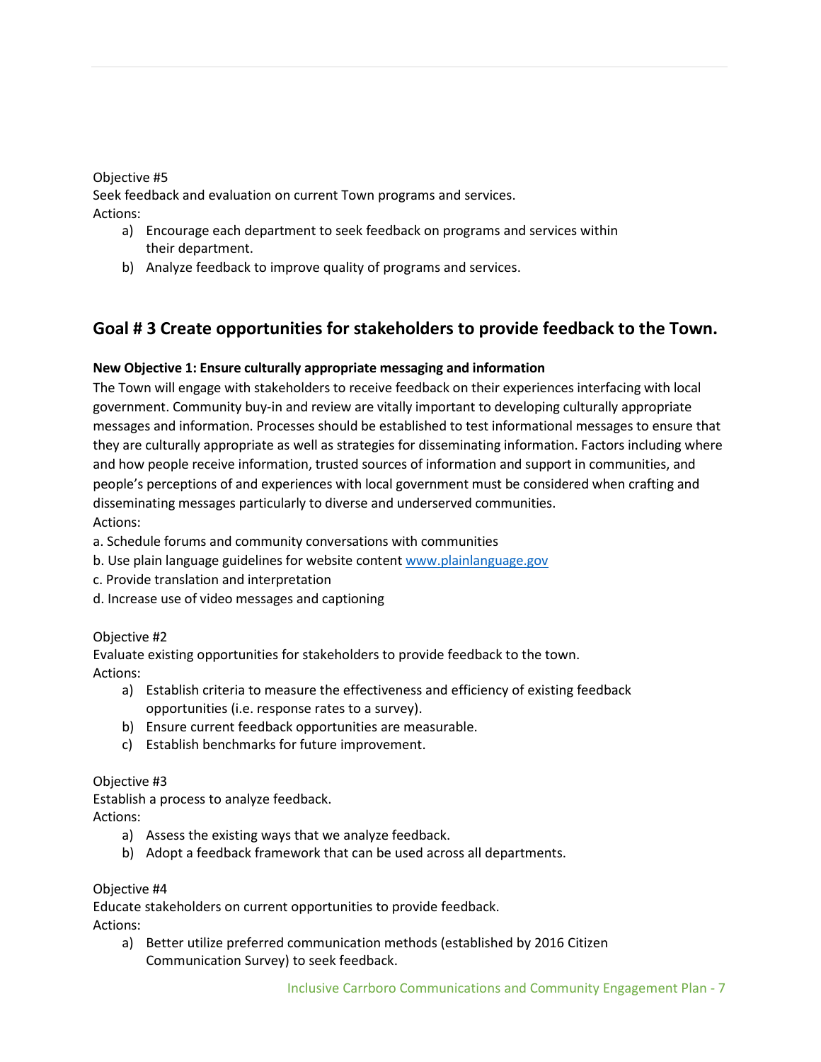Objective #5

Seek feedback and evaluation on current Town programs and services.

Actions:

a) Encourage each department to seek feedback on programs and services within their department.
b) Analyze feedback to improve quality of programs and services.

## Goal # 3 Create opportunities for stakeholders to provide feedback to the Town.

**New Objective 1: Ensure culturally appropriate messaging and information**

The Town will engage with stakeholders to receive feedback on their experiences interfacing with local government. Community buy-in and review are vitally important to developing culturally appropriate messages and information. Processes should be established to test informational messages to ensure that they are culturally appropriate as well as strategies for disseminating information. Factors including where and how people receive information, trusted sources of information and support in communities, and people's perceptions of and experiences with local government must be considered when crafting and disseminating messages particularly to diverse and underserved communities.

Actions:

a. Schedule forums and community conversations with communities
b. Use plain language guidelines for website content [www.plainlanguage.gov](http://www.plainlanguage.gov)
c. Provide translation and interpretation
d. Increase use of video messages and captioning

Objective #2

Evaluate existing opportunities for stakeholders to provide feedback to the town.

Actions:

a) Establish criteria to measure the effectiveness and efficiency of existing feedback opportunities (i.e. response rates to a survey).
b) Ensure current feedback opportunities are measurable.
c) Establish benchmarks for future improvement.

Objective #3

Establish a process to analyze feedback.

Actions:

a) Assess the existing ways that we analyze feedback.
b) Adopt a feedback framework that can be used across all departments.

Objective #4

Educate stakeholders on current opportunities to provide feedback.

Actions:

a) Better utilize preferred communication methods (established by 2016 Citizen Communication Survey) to seek feedback.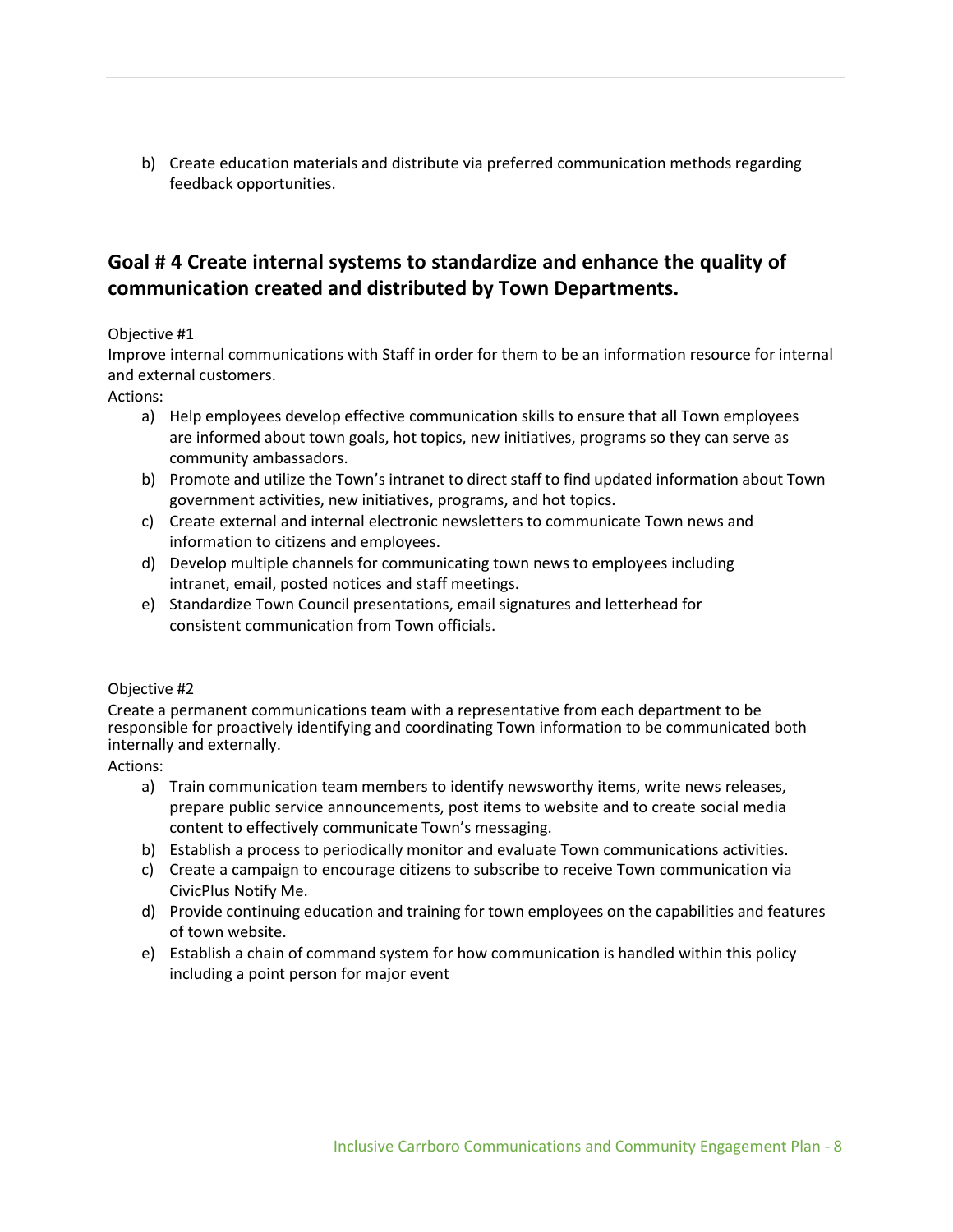b) Create education materials and distribute via preferred communication methods regarding feedback opportunities.

## Goal # 4 Create internal systems to standardize and enhance the quality of communication created and distributed by Town Departments.

Objective #1

Improve internal communications with Staff in order for them to be an information resource for internal and external customers.

Actions:

a) Help employees develop effective communication skills to ensure that all Town employees are informed about town goals, hot topics, new initiatives, programs so they can serve as community ambassadors.
b) Promote and utilize the Town's intranet to direct staff to find updated information about Town government activities, new initiatives, programs, and hot topics.
c) Create external and internal electronic newsletters to communicate Town news and information to citizens and employees.
d) Develop multiple channels for communicating town news to employees including intranet, email, posted notices and staff meetings.
e) Standardize Town Council presentations, email signatures and letterhead for consistent communication from Town officials.

Objective #2

Create a permanent communications team with a representative from each department to be responsible for proactively identifying and coordinating Town information to be communicated both internally and externally.

Actions:

a) Train communication team members to identify newsworthy items, write news releases, prepare public service announcements, post items to website and to create social media content to effectively communicate Town's messaging.
b) Establish a process to periodically monitor and evaluate Town communications activities.
c) Create a campaign to encourage citizens to subscribe to receive Town communication via CivicPlus Notify Me.
d) Provide continuing education and training for town employees on the capabilities and features of town website.
e) Establish a chain of command system for how communication is handled within this policy including a point person for major event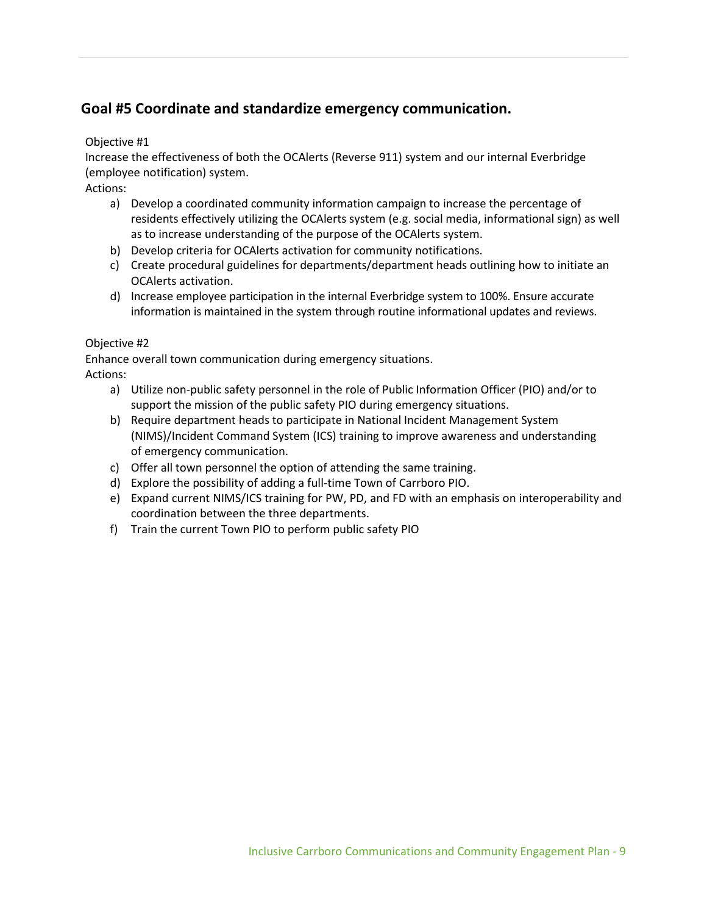## Goal #5 Coordinate and standardize emergency communication.

Objective #1

Increase the effectiveness of both the OCAlerts (Reverse 911) system and our internal Everbridge (employee notification) system.

Actions:

a) Develop a coordinated community information campaign to increase the percentage of residents effectively utilizing the OCAlerts system (e.g. social media, informational sign) as well as to increase understanding of the purpose of the OCAlerts system.
b) Develop criteria for OCAlerts activation for community notifications.
c) Create procedural guidelines for departments/department heads outlining how to initiate an OCAlerts activation.
d) Increase employee participation in the internal Everbridge system to 100%. Ensure accurate information is maintained in the system through routine informational updates and reviews.

Objective #2

Enhance overall town communication during emergency situations.

Actions:

a) Utilize non-public safety personnel in the role of Public Information Officer (PIO) and/or to support the mission of the public safety PIO during emergency situations.
b) Require department heads to participate in National Incident Management System (NIMS)/Incident Command System (ICS) training to improve awareness and understanding of emergency communication.
c) Offer all town personnel the option of attending the same training.
d) Explore the possibility of adding a full-time Town of Carrboro PIO.
e) Expand current NIMS/ICS training for PW, PD, and FD with an emphasis on interoperability and coordination between the three departments.
f) Train the current Town PIO to perform public safety PIO